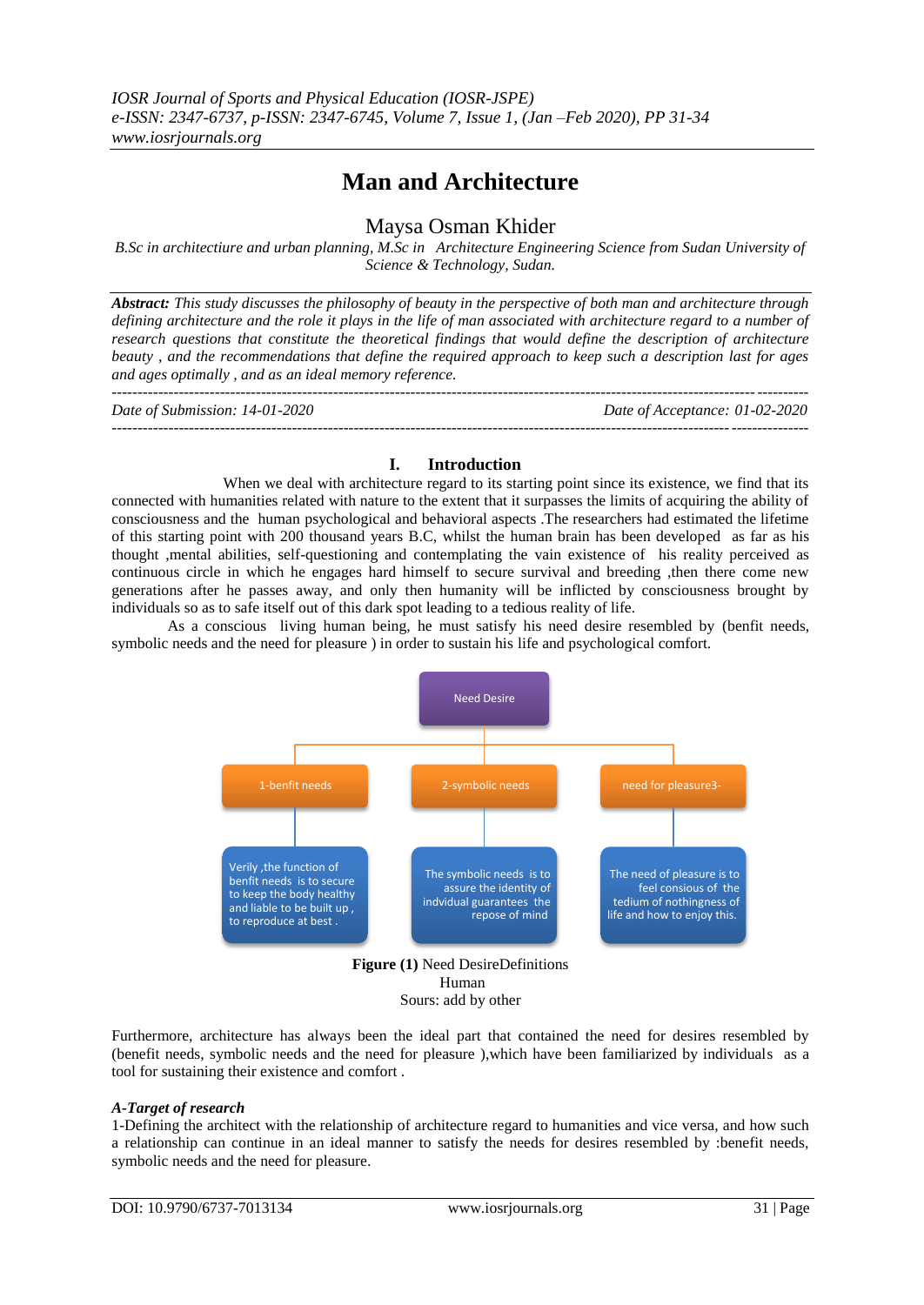# Man and Architecture

## Maysa Osman Khider

*B.Sc in architectiure and urban planning, M.Sc in Architecture Engineering Science from Sudan University of Science & Technology, Sudan.*

***Abstract:*** *This study discusses the philosophy of beauty in the perspective of both man and architecture through defining architecture and the role it plays in the life of man associated with architecture regard to a number of research questions that constitute the theoretical findings that would define the description of architecture beauty , and the recommendations that define the required approach to keep such a description last for ages and ages optimally , and as an ideal memory reference.*

---

*Date of Submission: 14-01-2020* *Date of Acceptance: 01-02-2020*

---

## I. Introduction

When we deal with architecture regard to its starting point since its existence, we find that its connected with humanities related with nature to the extent that it surpasses the limits of acquiring the ability of consciousness and the human psychological and behavioral aspects .The researchers had estimated the lifetime of this starting point with 200 thousand years B.C, whilst the human brain has been developed as far as his thought ,mental abilities, self-questioning and contemplating the vain existence of his reality perceived as continuous circle in which he engages hard himself to secure survival and breeding ,then there come new generations after he passes away, and only then humanity will be inflicted by consciousness brought by individuals so as to safe itself out of this dark spot leading to a tedious reality of life.

As a conscious living human being, he must satisfy his need desire resembled by (benfit needs, symbolic needs and the need for pleasure ) in order to sustain his life and psychological comfort.

Need Desire

- 1-benfit needs: Verily ,the function of benfit needs is to secure to keep the body healthy and liable to be built up , to reproduce at best .
- 2-symbolic needs: The symbolic needs is to assure the identity of indvidual guarantees the repose of mind
- need for pleasure3-: The need of pleasure is to feel consious of the tedium of nothingness of life and how to enjoy this.

**Figure (1)** Need DesireDefinitions
Human
Sours: add by other

Furthermore, architecture has always been the ideal part that contained the need for desires resembled by (benefit needs, symbolic needs and the need for pleasure ),which have been familiarized by individuals as a tool for sustaining their existence and comfort .

#### *A-Target of research*

1-Defining the architect with the relationship of architecture regard to humanities and vice versa, and how such a relationship can continue in an ideal manner to satisfy the needs for desires resembled by :benefit needs, symbolic needs and the need for pleasure.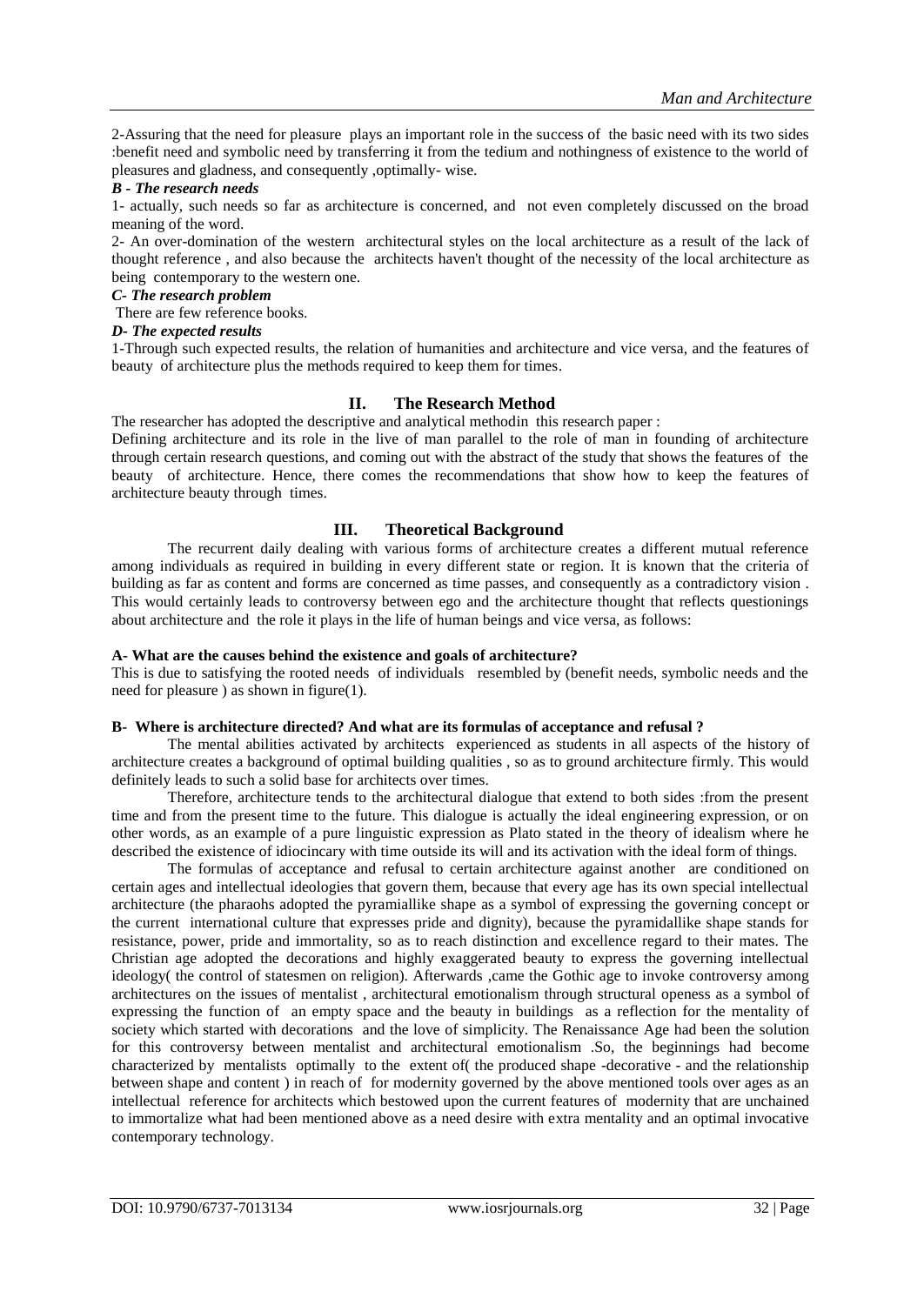2-Assuring that the need for pleasure plays an important role in the success of the basic need with its two sides :benefit need and symbolic need by transferring it from the tedium and nothingness of existence to the world of pleasures and gladness, and consequently ,optimally- wise.

***B - The research needs***

1- actually, such needs so far as architecture is concerned, and not even completely discussed on the broad meaning of the word.

2- An over-domination of the western architectural styles on the local architecture as a result of the lack of thought reference , and also because the architects haven't thought of the necessity of the local architecture as being contemporary to the western one.

***C- The research problem***

There are few reference books.

***D- The expected results***

1-Through such expected results, the relation of humanities and architecture and vice versa, and the features of beauty of architecture plus the methods required to keep them for times.

## II. The Research Method

The researcher has adopted the descriptive and analytical methodin this research paper :

Defining architecture and its role in the live of man parallel to the role of man in founding of architecture through certain research questions, and coming out with the abstract of the study that shows the features of the beauty of architecture. Hence, there comes the recommendations that show how to keep the features of architecture beauty through times.

## III. Theoretical Background

The recurrent daily dealing with various forms of architecture creates a different mutual reference among individuals as required in building in every different state or region. It is known that the criteria of building as far as content and forms are concerned as time passes, and consequently as a contradictory vision . This would certainly leads to controversy between ego and the architecture thought that reflects questionings about architecture and the role it plays in the life of human beings and vice versa, as follows:

**A- What are the causes behind the existence and goals of architecture?**

This is due to satisfying the rooted needs of individuals resembled by (benefit needs, symbolic needs and the need for pleasure ) as shown in figure(1).

**B- Where is architecture directed? And what are its formulas of acceptance and refusal ?**

The mental abilities activated by architects experienced as students in all aspects of the history of architecture creates a background of optimal building qualities , so as to ground architecture firmly. This would definitely leads to such a solid base for architects over times.

Therefore, architecture tends to the architectural dialogue that extend to both sides :from the present time and from the present time to the future. This dialogue is actually the ideal engineering expression, or on other words, as an example of a pure linguistic expression as Plato stated in the theory of idealism where he described the existence of idiocincary with time outside its will and its activation with the ideal form of things.

The formulas of acceptance and refusal to certain architecture against another are conditioned on certain ages and intellectual ideologies that govern them, because that every age has its own special intellectual architecture (the pharaohs adopted the pyramiallike shape as a symbol of expressing the governing concept or the current international culture that expresses pride and dignity), because the pyramidallike shape stands for resistance, power, pride and immortality, so as to reach distinction and excellence regard to their mates. The Christian age adopted the decorations and highly exaggerated beauty to express the governing intellectual ideology( the control of statesmen on religion). Afterwards ,came the Gothic age to invoke controversy among architectures on the issues of mentalist , architectural emotionalism through structural openess as a symbol of expressing the function of an empty space and the beauty in buildings as a reflection for the mentality of society which started with decorations and the love of simplicity. The Renaissance Age had been the solution for this controversy between mentalist and architectural emotionalism .So, the beginnings had become characterized by mentalists optimally to the extent of( the produced shape -decorative - and the relationship between shape and content ) in reach of for modernity governed by the above mentioned tools over ages as an intellectual reference for architects which bestowed upon the current features of modernity that are unchained to immortalize what had been mentioned above as a need desire with extra mentality and an optimal invocative contemporary technology.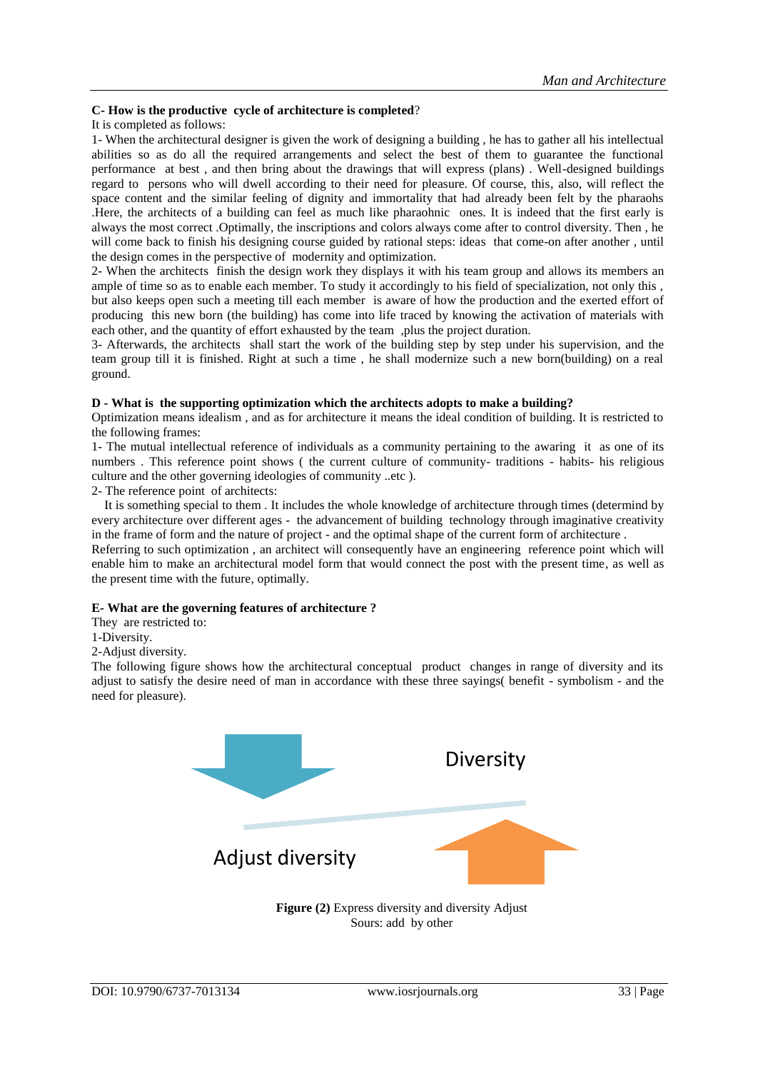**C- How is the productive cycle of architecture is completed**?

It is completed as follows:

1- When the architectural designer is given the work of designing a building , he has to gather all his intellectual abilities so as do all the required arrangements and select the best of them to guarantee the functional performance at best , and then bring about the drawings that will express (plans) . Well-designed buildings regard to persons who will dwell according to their need for pleasure. Of course, this, also, will reflect the space content and the similar feeling of dignity and immortality that had already been felt by the pharaohs .Here, the architects of a building can feel as much like pharaohnic ones. It is indeed that the first early is always the most correct .Optimally, the inscriptions and colors always come after to control diversity. Then , he will come back to finish his designing course guided by rational steps: ideas that come-on after another , until the design comes in the perspective of modernity and optimization.

2- When the architects finish the design work they displays it with his team group and allows its members an ample of time so as to enable each member. To study it accordingly to his field of specialization, not only this , but also keeps open such a meeting till each member is aware of how the production and the exerted effort of producing this new born (the building) has come into life traced by knowing the activation of materials with each other, and the quantity of effort exhausted by the team ,plus the project duration.

3- Afterwards, the architects shall start the work of the building step by step under his supervision, and the team group till it is finished. Right at such a time , he shall modernize such a new born(building) on a real ground.

**D - What is the supporting optimization which the architects adopts to make a building?**

Optimization means idealism , and as for architecture it means the ideal condition of building. It is restricted to the following frames:

1- The mutual intellectual reference of individuals as a community pertaining to the awaring it as one of its numbers . This reference point shows ( the current culture of community- traditions - habits- his religious culture and the other governing ideologies of community ..etc ).

2- The reference point of architects:

It is something special to them . It includes the whole knowledge of architecture through times (determind by every architecture over different ages - the advancement of building technology through imaginative creativity in the frame of form and the nature of project - and the optimal shape of the current form of architecture .

Referring to such optimization , an architect will consequently have an engineering reference point which will enable him to make an architectural model form that would connect the post with the present time, as well as the present time with the future, optimally.

**E- What are the governing features of architecture ?**

They are restricted to:

1-Diversity.

2-Adjust diversity.

The following figure shows how the architectural conceptual product changes in range of diversity and its adjust to satisfy the desire need of man in accordance with these three sayings( benefit - symbolism - and the need for pleasure).

Diversity

Adjust diversity

**Figure (2)** Express diversity and diversity Adjust
Sours: add by other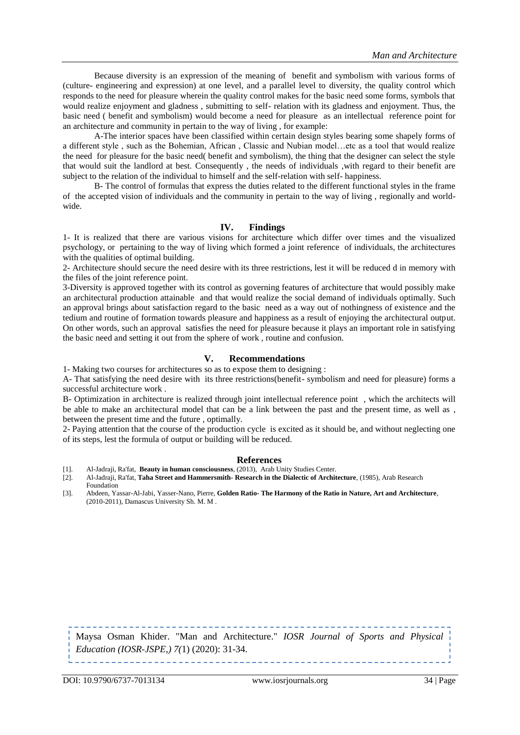Because diversity is an expression of the meaning of benefit and symbolism with various forms of (culture- engineering and expression) at one level, and a parallel level to diversity, the quality control which responds to the need for pleasure wherein the quality control makes for the basic need some forms, symbols that would realize enjoyment and gladness , submitting to self- relation with its gladness and enjoyment. Thus, the basic need ( benefit and symbolism) would become a need for pleasure as an intellectual reference point for an architecture and community in pertain to the way of living , for example:

A-The interior spaces have been classified within certain design styles bearing some shapely forms of a different style , such as the Bohemian, African , Classic and Nubian model…etc as a tool that would realize the need for pleasure for the basic need( benefit and symbolism), the thing that the designer can select the style that would suit the landlord at best. Consequently , the needs of individuals ,with regard to their benefit are subject to the relation of the individual to himself and the self-relation with self- happiness.

B- The control of formulas that express the duties related to the different functional styles in the frame of the accepted vision of individuals and the community in pertain to the way of living , regionally and world-wide.

## IV. Findings

1- It is realized that there are various visions for architecture which differ over times and the visualized psychology, or pertaining to the way of living which formed a joint reference of individuals, the architectures with the qualities of optimal building.

2- Architecture should secure the need desire with its three restrictions, lest it will be reduced d in memory with the files of the joint reference point.

3-Diversity is approved together with its control as governing features of architecture that would possibly make an architectural production attainable and that would realize the social demand of individuals optimally. Such an approval brings about satisfaction regard to the basic need as a way out of nothingness of existence and the tedium and routine of formation towards pleasure and happiness as a result of enjoying the architectural output. On other words, such an approval satisfies the need for pleasure because it plays an important role in satisfying the basic need and setting it out from the sphere of work , routine and confusion.

## V. Recommendations

1- Making two courses for architectures so as to expose them to designing :

A- That satisfying the need desire with its three restrictions(benefit- symbolism and need for pleasure) forms a successful architecture work .

B- Optimization in architecture is realized through joint intellectual reference point , which the architects will be able to make an architectural model that can be a link between the past and the present time, as well as , between the present time and the future , optimally.

2- Paying attention that the course of the production cycle is excited as it should be, and without neglecting one of its steps, lest the formula of output or building will be reduced.

## References

[1]. Al-Jadraji, Ra'fat, **Beauty in human consciousness**, (2013), Arab Unity Studies Center.

[2]. Al-Jadraji, Ra'fat, **Taha Street and Hammersmith- Research in the Dialectic of Architecture**, (1985), Arab Research Foundation

[3]. Abdeen, Yassar-Al-Jabi, Yasser-Nano, Pierre, **Golden Ratio- The Harmony of the Ratio in Nature, Art and Architecture**, (2010-2011), Damascus University Sh. M. M .

Maysa Osman Khider. "Man and Architecture." *IOSR Journal of Sports and Physical Education (IOSR-JSPE,) 7*(1) (2020): 31-34.